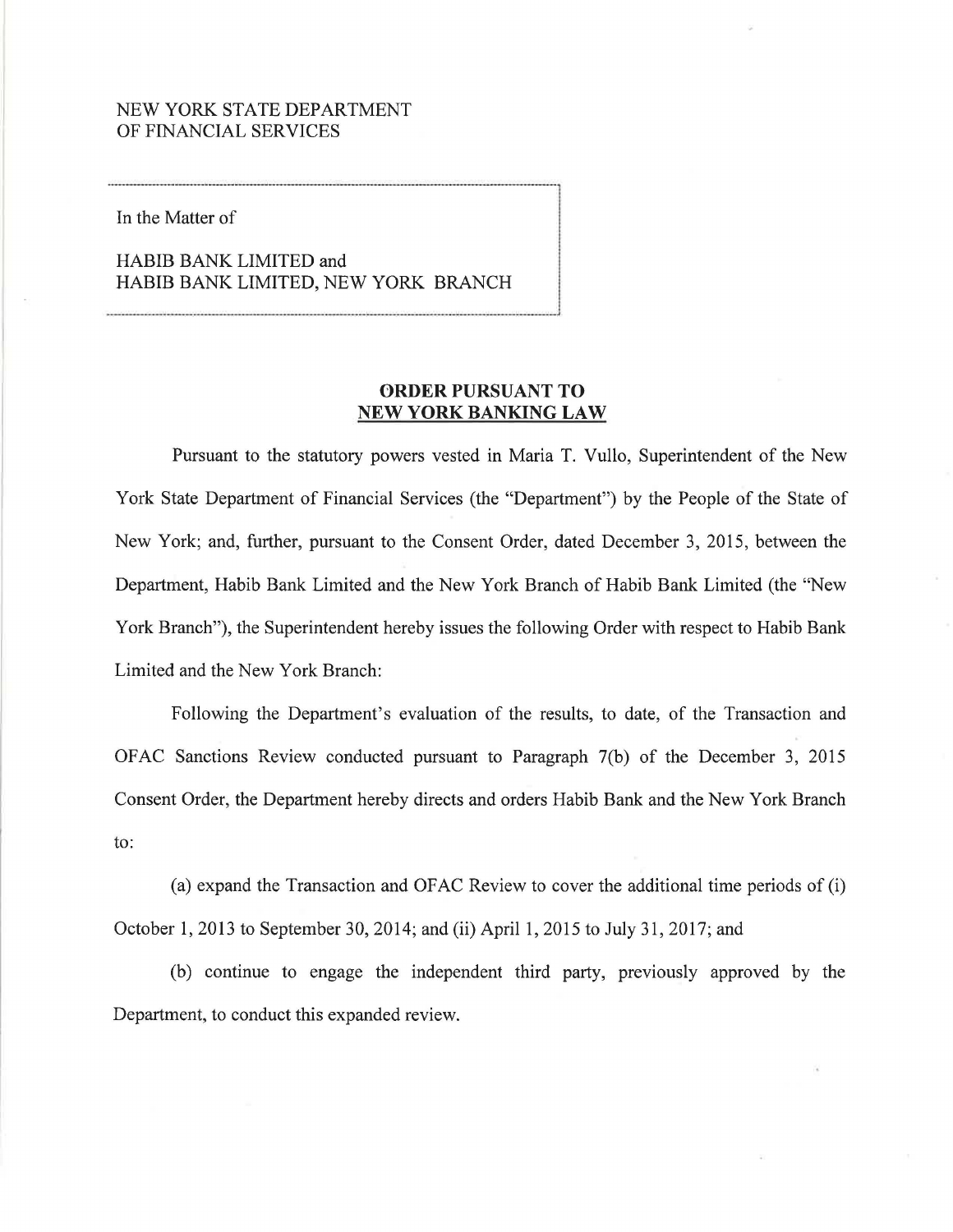NEW YORK STATE DEPARTMENT
OF FINANCIAL SERVICES

In the Matter of

HABIB BANK LIMITED and
HABIB BANK LIMITED, NEW YORK BRANCH

## ORDER PURSUANT TO NEW YORK BANKING LAW

Pursuant to the statutory powers vested in Maria T. Vullo, Superintendent of the New York State Department of Financial Services (the "Department") by the People of the State of New York; and, further, pursuant to the Consent Order, dated December 3, 2015, between the Department, Habib Bank Limited and the New York Branch of Habib Bank Limited (the "New York Branch"), the Superintendent hereby issues the following Order with respect to Habib Bank Limited and the New York Branch:

Following the Department's evaluation of the results, to date, of the Transaction and OFAC Sanctions Review conducted pursuant to Paragraph 7(b) of the December 3, 2015 Consent Order, the Department hereby directs and orders Habib Bank and the New York Branch to:

(a) expand the Transaction and OFAC Review to cover the additional time periods of (i) October 1, 2013 to September 30, 2014; and (ii) April 1, 2015 to July 31, 2017; and

(b) continue to engage the independent third party, previously approved by the Department, to conduct this expanded review.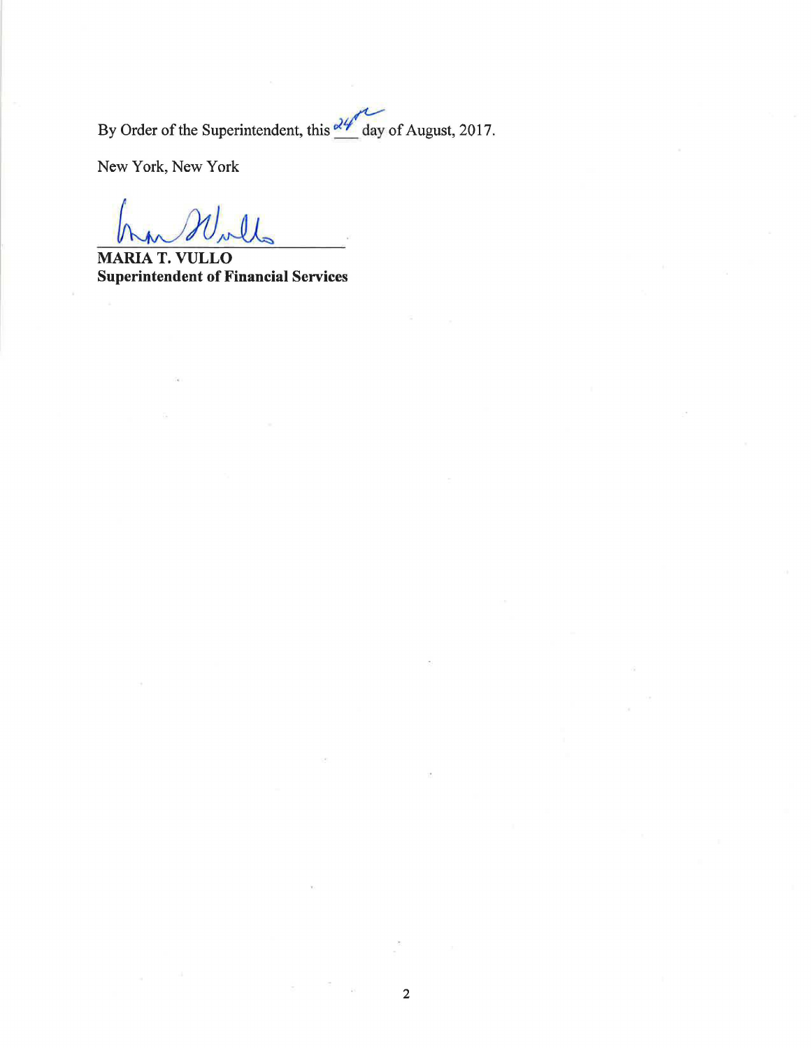By Order of the Superintendent, this 24th day of August, 2017.

New York, New York

**MARIA T. VULLO**
**Superintendent of Financial Services**